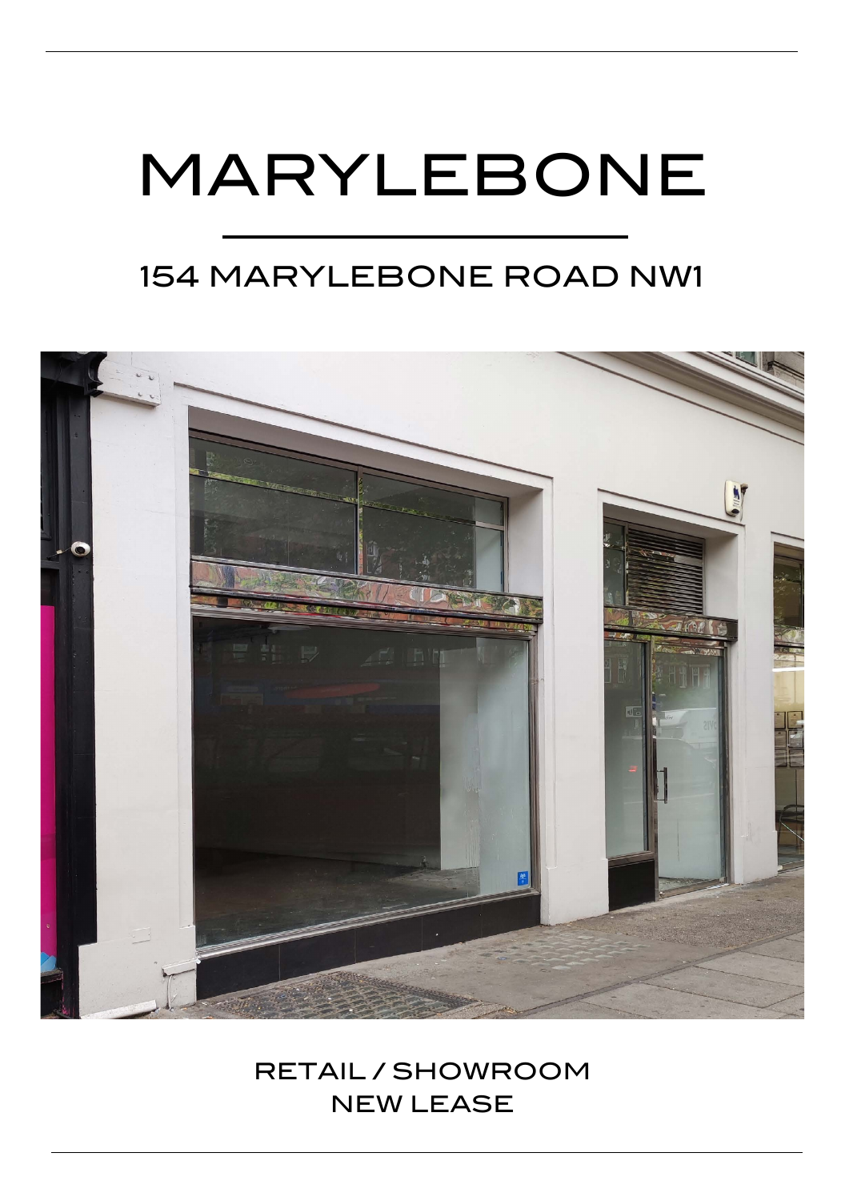# MARYLEBONE

## 154 MARYLEBONE ROAD NW1

RETAIL / SHOWROOM
NEW LEASE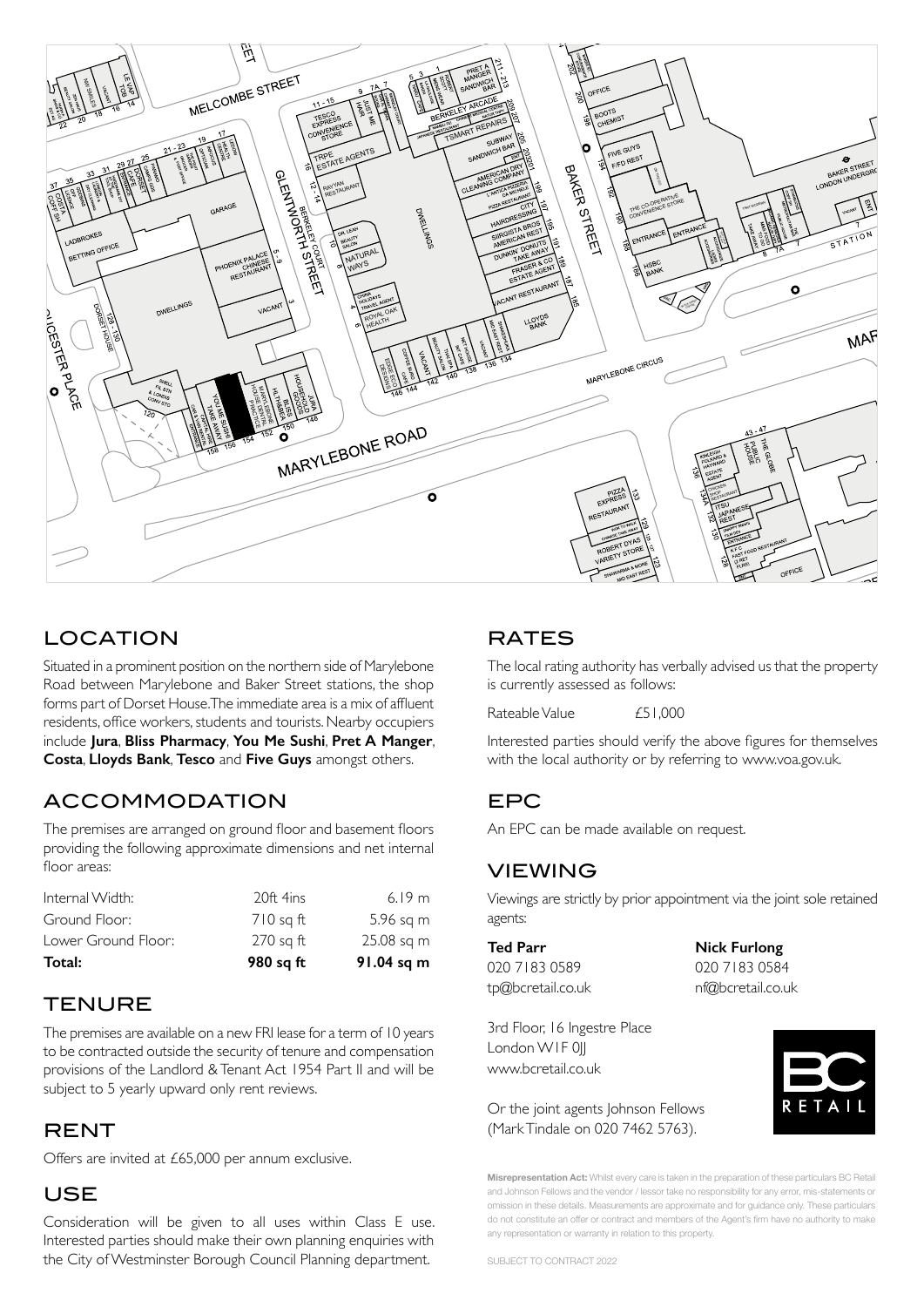## LOCATION

Situated in a prominent position on the northern side of Marylebone Road between Marylebone and Baker Street stations, the shop forms part of Dorset House. The immediate area is a mix of affluent residents, office workers, students and tourists. Nearby occupiers include **Jura**, **Bliss Pharmacy**, **You Me Sushi**, **Pret A Manger**, **Costa**, **Lloyds Bank**, **Tesco** and **Five Guys** amongst others.

## ACCOMMODATION

The premises are arranged on ground floor and basement floors providing the following approximate dimensions and net internal floor areas:

| | | |
|---|---|---|
| Internal Width: | 20ft 4ins | 6.19 m |
| Ground Floor: | 710 sq ft | 5.96 sq m |
| Lower Ground Floor: | 270 sq ft | 25.08 sq m |
| **Total:** | **980 sq ft** | **91.04 sq m** |

## TENURE

The premises are available on a new FRI lease for a term of 10 years to be contracted outside the security of tenure and compensation provisions of the Landlord & Tenant Act 1954 Part II and will be subject to 5 yearly upward only rent reviews.

## RENT

Offers are invited at £65,000 per annum exclusive.

## USE

Consideration will be given to all uses within Class E use. Interested parties should make their own planning enquiries with the City of Westminster Borough Council Planning department.

## RATES

The local rating authority has verbally advised us that the property is currently assessed as follows:

Rateable Value £51,000

Interested parties should verify the above figures for themselves with the local authority or by referring to www.voa.gov.uk.

## EPC

An EPC can be made available on request.

## VIEWING

Viewings are strictly by prior appointment via the joint sole retained agents:

**Ted Parr**
020 7183 0589
tp@bcretail.co.uk

**Nick Furlong**
020 7183 0584
nf@bcretail.co.uk

3rd Floor, 16 Ingestre Place
London W1F 0JJ
www.bcretail.co.uk

Or the joint agents Johnson Fellows (Mark Tindale on 020 7462 5763).

**Misrepresentation Act:** Whilst every care is taken in the preparation of these particulars BC Retail and Johnson Fellows and the vendor / lessor take no responsibility for any error, mis-statements or omission in these details. Measurements are approximate and for guidance only. These particulars do not constitute an offer or contract and members of the Agent's firm have no authority to make any representation or warranty in relation to this property.

SUBJECT TO CONTRACT 2022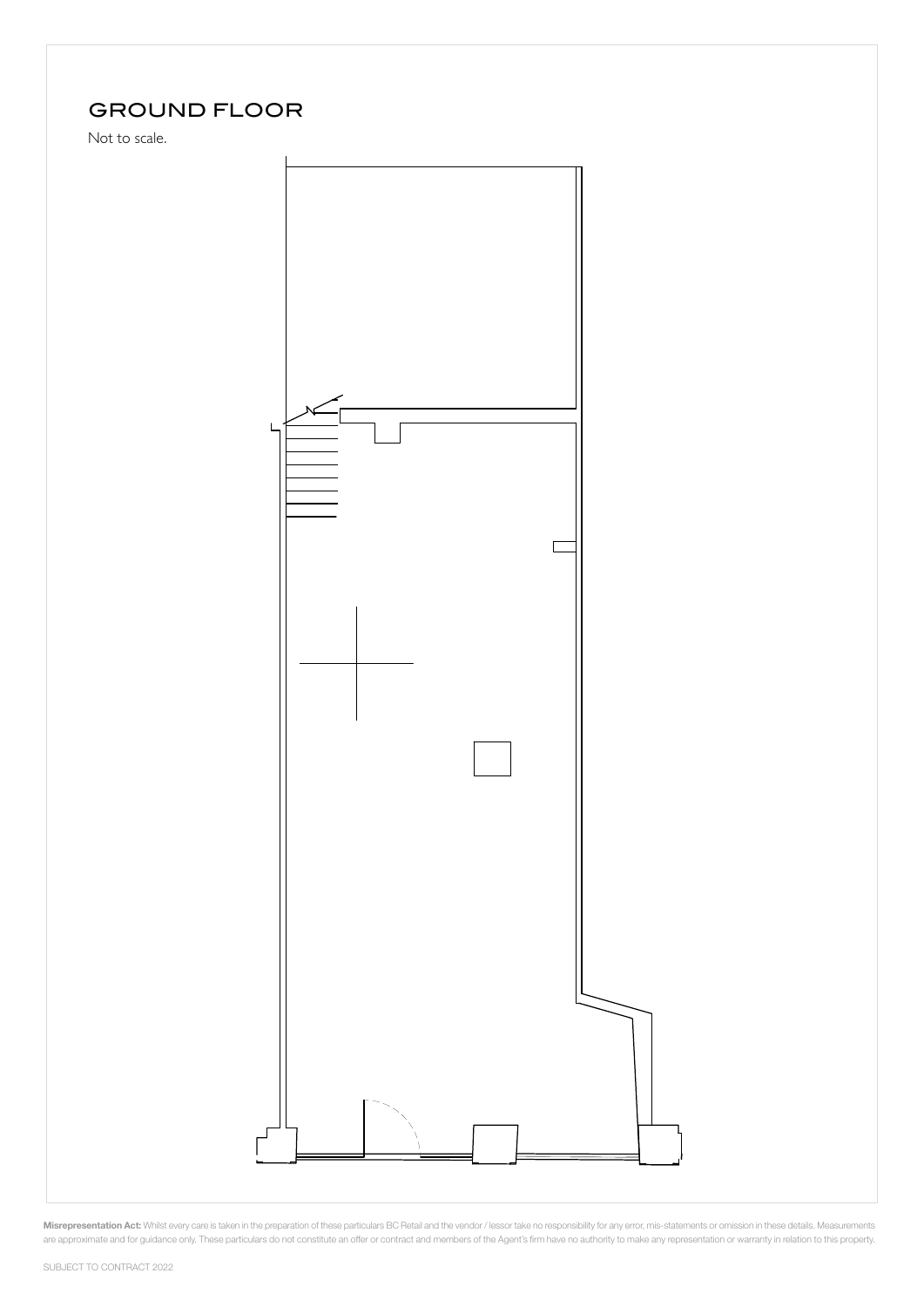# GROUND FLOOR

Not to scale.

**Misrepresentation Act:** Whilst every care is taken in the preparation of these particulars BC Retail and the vendor / lessor take no responsibility for any error, mis-statements or omission in these details. Measurements are approximate and for guidance only. These particulars do not constitute an offer or contract and members of the Agent's firm have no authority to make any representation or warranty in relation to this property.

SUBJECT TO CONTRACT 2022